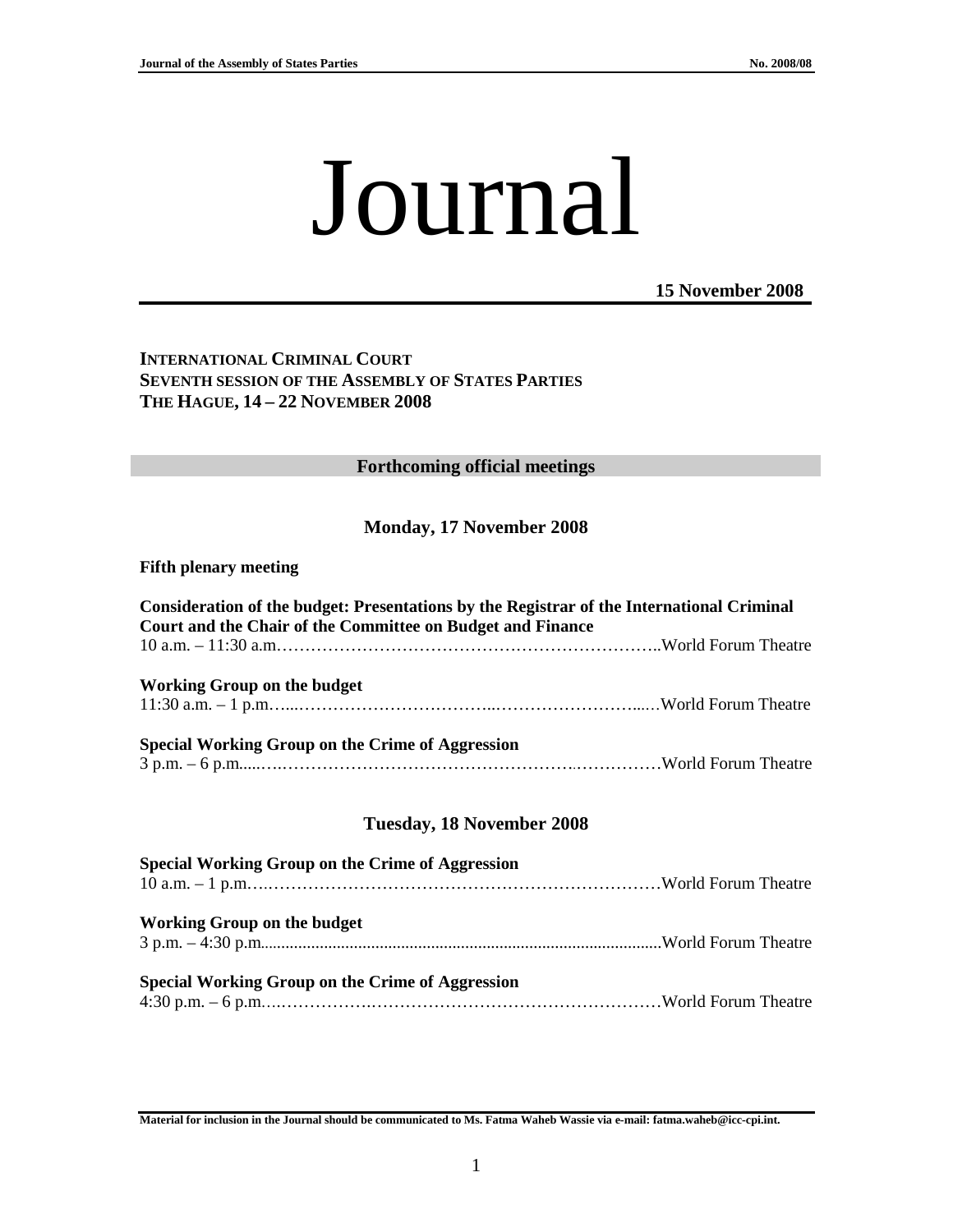# Journal

**15 November 2008**

**INTERNATIONAL CRIMINAL COURT**
**SEVENTH SESSION OF THE ASSEMBLY OF STATES PARTIES**
**THE HAGUE, 14 – 22 NOVEMBER 2008**

## Forthcoming official meetings

### Monday, 17 November 2008

**Fifth plenary meeting**

**Consideration of the budget: Presentations by the Registrar of the International Criminal Court and the Chair of the Committee on Budget and Finance**
10 a.m. – 11:30 a.m.……………………………………………………………..World Forum Theatre

**Working Group on the budget**
11:30 a.m. – 1 p.m.…...……………………………..……………………...…World Forum Theatre

**Special Working Group on the Crime of Aggression**
3 p.m. – 6 p.m.....….……………………………………………….……………World Forum Theatre

### Tuesday, 18 November 2008

**Special Working Group on the Crime of Aggression**
10 a.m. – 1 p.m.….………………………………………………………………World Forum Theatre

**Working Group on the budget**
3 p.m. – 4:30 p.m...............................................................................................World Forum Theatre

**Special Working Group on the Crime of Aggression**
4:30 p.m. – 6 p.m.….…………….……………………………………………World Forum Theatre

**Material for inclusion in the Journal should be communicated to Ms. Fatma Waheb Wassie via e-mail: fatma.waheb@icc-cpi.int.**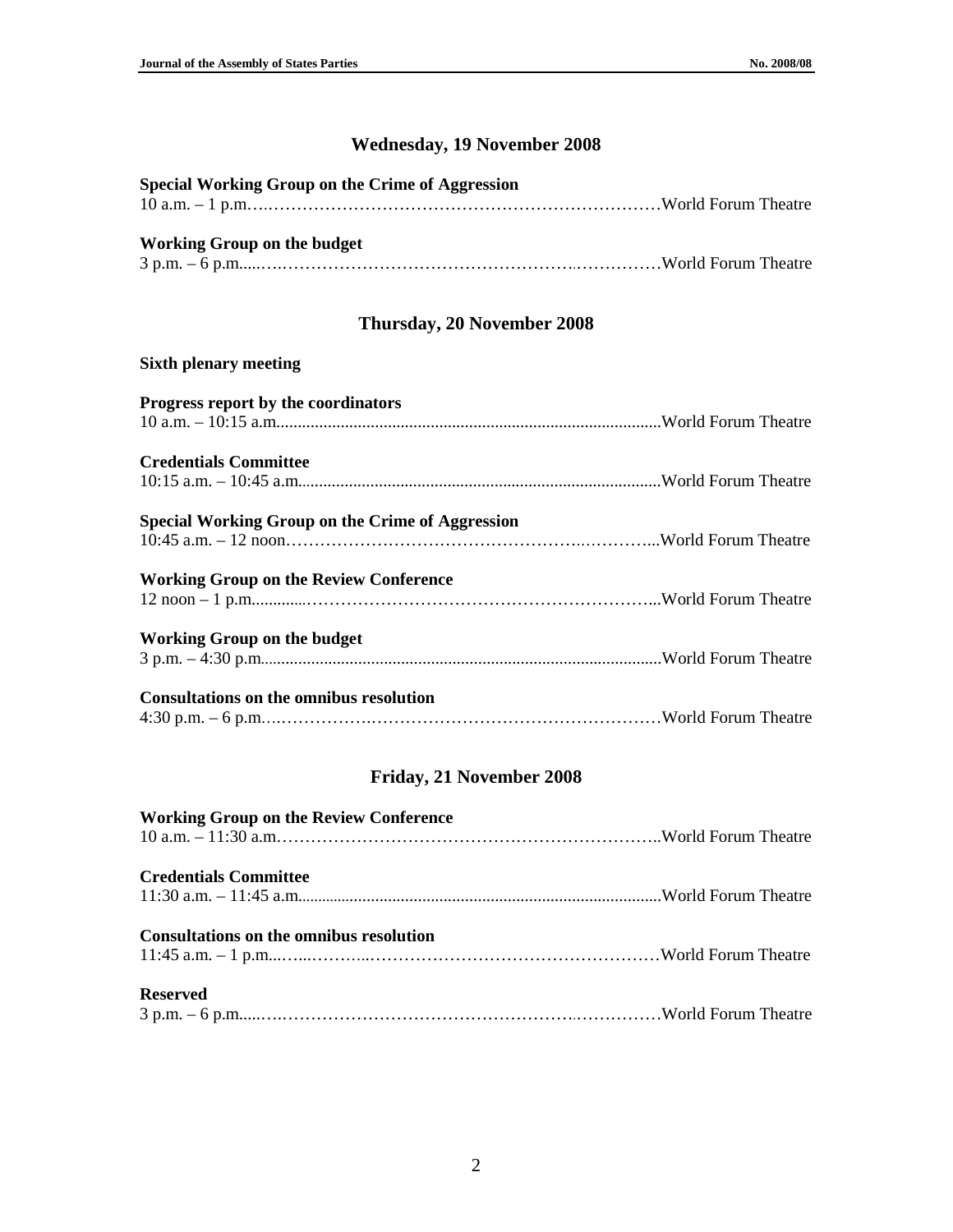## Wednesday, 19 November 2008

**Special Working Group on the Crime of Aggression**
10 a.m. – 1 p.m. ........ World Forum Theatre

**Working Group on the budget**
3 p.m. – 6 p.m. ........ World Forum Theatre

## Thursday, 20 November 2008

**Sixth plenary meeting**

**Progress report by the coordinators**
10 a.m. – 10:15 a.m. ........ World Forum Theatre

**Credentials Committee**
10:15 a.m. – 10:45 a.m. ........ World Forum Theatre

**Special Working Group on the Crime of Aggression**
10:45 a.m. – 12 noon ........ World Forum Theatre

**Working Group on the Review Conference**
12 noon – 1 p.m. ........ World Forum Theatre

**Working Group on the budget**
3 p.m. – 4:30 p.m. ........ World Forum Theatre

**Consultations on the omnibus resolution**
4:30 p.m. – 6 p.m. ........ World Forum Theatre

## Friday, 21 November 2008

**Working Group on the Review Conference**
10 a.m. – 11:30 a.m. ........ World Forum Theatre

**Credentials Committee**
11:30 a.m. – 11:45 a.m. ........ World Forum Theatre

**Consultations on the omnibus resolution**
11:45 a.m. – 1 p.m. ........ World Forum Theatre

**Reserved**
3 p.m. – 6 p.m. ........ World Forum Theatre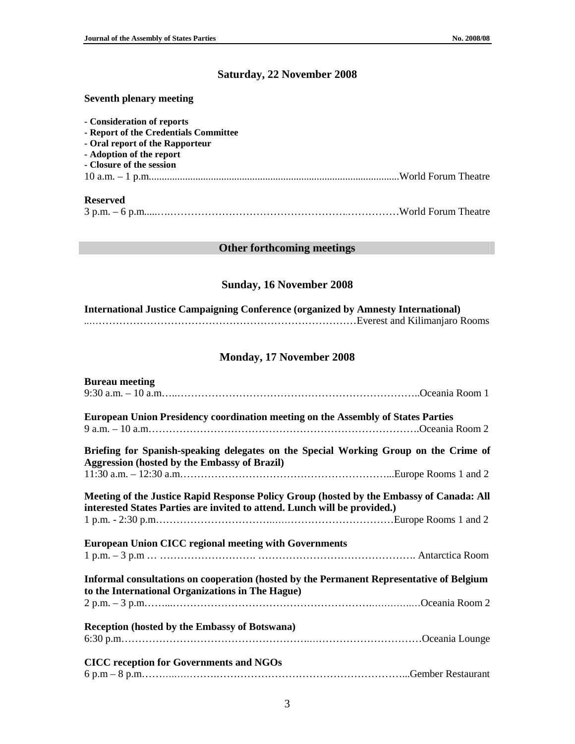## Saturday, 22 November 2008

**Seventh plenary meeting**

- **Consideration of reports**
- **Report of the Credentials Committee**
- **Oral report of the Rapporteur**
- **Adoption of the report**
- **Closure of the session**

10 a.m. – 1 p.m.................................................................................................World Forum Theatre

**Reserved**

3 p.m. – 6 p.m.....…..……………………………………………..……………World Forum Theatre

## Other forthcoming meetings

## Sunday, 16 November 2008

**International Justice Campaigning Conference (organized by Amnesty International)**

..……………………………………………………………………Everest and Kilimanjaro Rooms

## Monday, 17 November 2008

**Bureau meeting**

9:30 a.m. – 10 a.m.…..………………………………………………………………..Oceania Room 1

**European Union Presidency coordination meeting on the Assembly of States Parties**

9 a.m. – 10 a.m.…………………………………………………………………….Oceania Room 2

**Briefing for Spanish-speaking delegates on the Special Working Group on the Crime of Aggression (hosted by the Embassy of Brazil)**

11:30 a.m. – 12:30 a.m.……………………………………………………...Europe Rooms 1 and 2

**Meeting of the Justice Rapid Response Policy Group (hosted by the Embassy of Canada: All interested States Parties are invited to attend. Lunch will be provided.)**

1 p.m. - 2:30 p.m.……………………………..…………………………Europe Rooms 1 and 2

**European Union CICC regional meeting with Governments**

1 p.m. – 3 p.m … ………………………. ………………………………………. Antarctica Room

**Informal consultations on cooperation (hosted by the Permanent Representative of Belgium to the International Organizations in The Hague)**

2 p.m. – 3 p.m.……...………………………………………………….…..……..…Oceania Room 2

**Reception (hosted by the Embassy of Botswana)**

6:30 p.m.……………………………………………...…………………………Oceania Lounge

**CICC reception for Governments and NGOs**

6 p.m – 8 p.m.……...…….………….…………………………………………...Gember Restaurant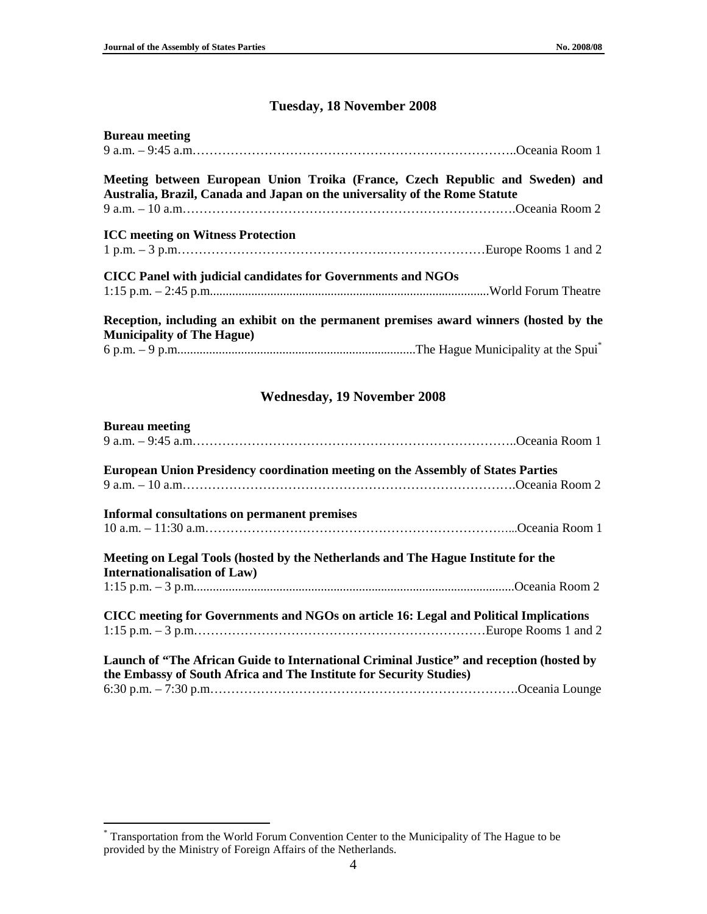## Tuesday, 18 November 2008

**Bureau meeting**
9 a.m. – 9:45 a.m.……………………………………………………………………..Oceania Room 1

**Meeting between European Union Troika (France, Czech Republic and Sweden) and Australia, Brazil, Canada and Japan on the universality of the Rome Statute**
9 a.m. – 10 a.m……………………………………………………………………….Oceania Room 2

**ICC meeting on Witness Protection**
1 p.m. – 3 p.m……………………………………….……………………Europe Rooms 1 and 2

**CICC Panel with judicial candidates for Governments and NGOs**
1:15 p.m. – 2:45 p.m.......................................................................................World Forum Theatre

**Reception, including an exhibit on the permanent premises award winners (hosted by the Municipality of The Hague)**
6 p.m. – 9 p.m..........................................................................The Hague Municipality at the Spui*

## Wednesday, 19 November 2008

**Bureau meeting**
9 a.m. – 9:45 a.m.……………………………………………………………………..Oceania Room 1

**European Union Presidency coordination meeting on the Assembly of States Parties**
9 a.m. – 10 a.m……………………………………………………………………….Oceania Room 2

**Informal consultations on permanent premises**
10 a.m. – 11:30 a.m……………………………………………………………………...Oceania Room 1

**Meeting on Legal Tools (hosted by the Netherlands and The Hague Institute for the Internationalisation of Law)**
1:15 p.m. – 3 p.m....................................................................................................Oceania Room 2

**CICC meeting for Governments and NGOs on article 16: Legal and Political Implications**
1:15 p.m. – 3 p.m……………………………………………………………Europe Rooms 1 and 2

**Launch of "The African Guide to International Criminal Justice" and reception (hosted by the Embassy of South Africa and The Institute for Security Studies)**
6:30 p.m. – 7:30 p.m…………………………………………………………………Oceania Lounge

---

* Transportation from the World Forum Convention Center to the Municipality of The Hague to be provided by the Ministry of Foreign Affairs of the Netherlands.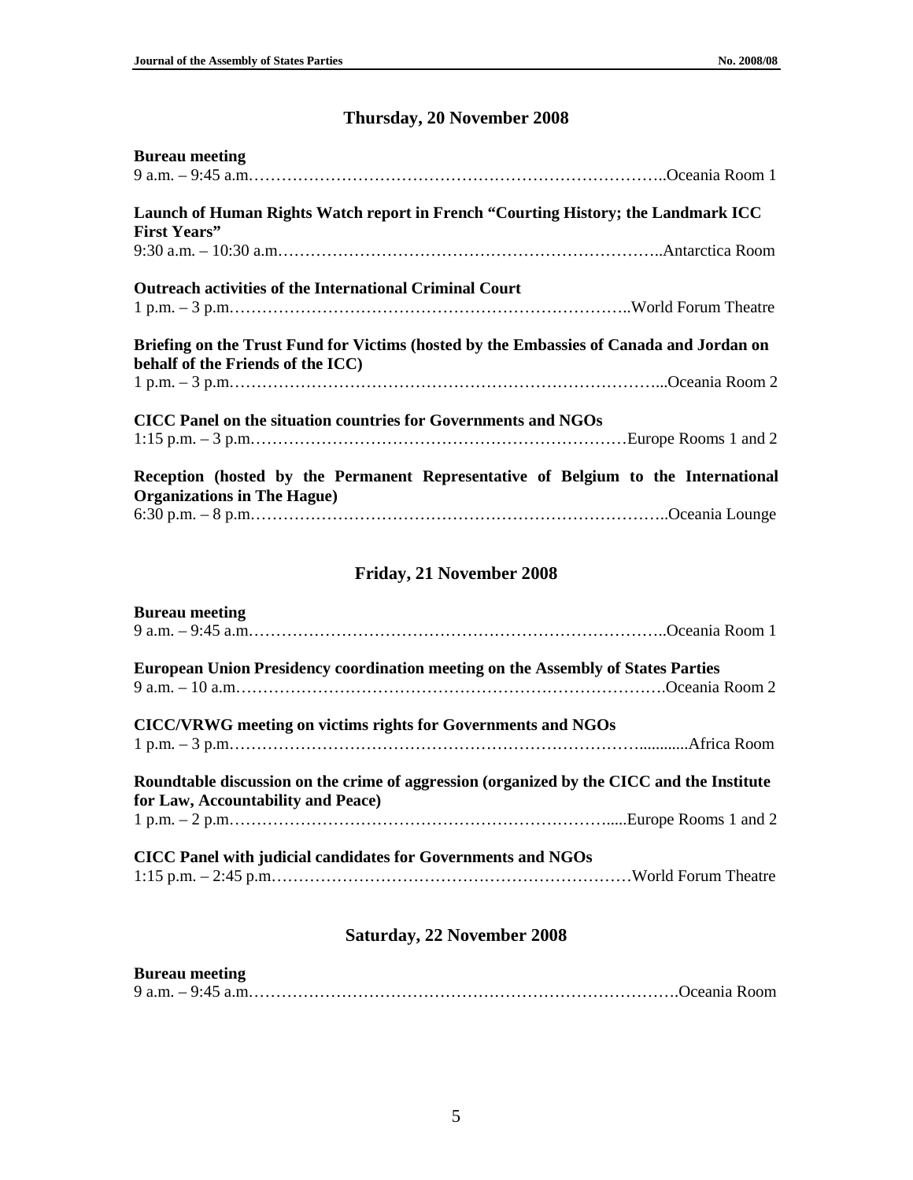## Thursday, 20 November 2008

**Bureau meeting**
9 a.m. – 9:45 a.m.…………………………………………………………………..Oceania Room 1

**Launch of Human Rights Watch report in French "Courting History; the Landmark ICC First Years"**
9:30 a.m. – 10:30 a.m……………………………………………………………..Antarctica Room

**Outreach activities of the International Criminal Court**
1 p.m. – 3 p.m.………………………………………………………………..World Forum Theatre

**Briefing on the Trust Fund for Victims (hosted by the Embassies of Canada and Jordan on behalf of the Friends of the ICC)**
1 p.m. – 3 p.m.……………………………………………………………………...Oceania Room 2

**CICC Panel on the situation countries for Governments and NGOs**
1:15 p.m. – 3 p.m.……………………………………………………………Europe Rooms 1 and 2

**Reception (hosted by the Permanent Representative of Belgium to the International Organizations in The Hague)**
6:30 p.m. – 8 p.m.…………………………………………………………………..Oceania Lounge

## Friday, 21 November 2008

**Bureau meeting**
9 a.m. – 9:45 a.m.…………………………………………………………………..Oceania Room 1

**European Union Presidency coordination meeting on the Assembly of States Parties**
9 a.m. – 10 a.m.…………………………………………………………………….Oceania Room 2

**CICC/VRWG meeting on victims rights for Governments and NGOs**
1 p.m. – 3 p.m.………………………………………………………………............Africa Room

**Roundtable discussion on the crime of aggression (organized by the CICC and the Institute for Law, Accountability and Peace)**
1 p.m. – 2 p.m.…………………………………………………………….....Europe Rooms 1 and 2

**CICC Panel with judicial candidates for Governments and NGOs**
1:15 p.m. – 2:45 p.m…………………………………………………………World Forum Theatre

## Saturday, 22 November 2008

**Bureau meeting**
9 a.m. – 9:45 a.m.…………………………………………………………………….Oceania Room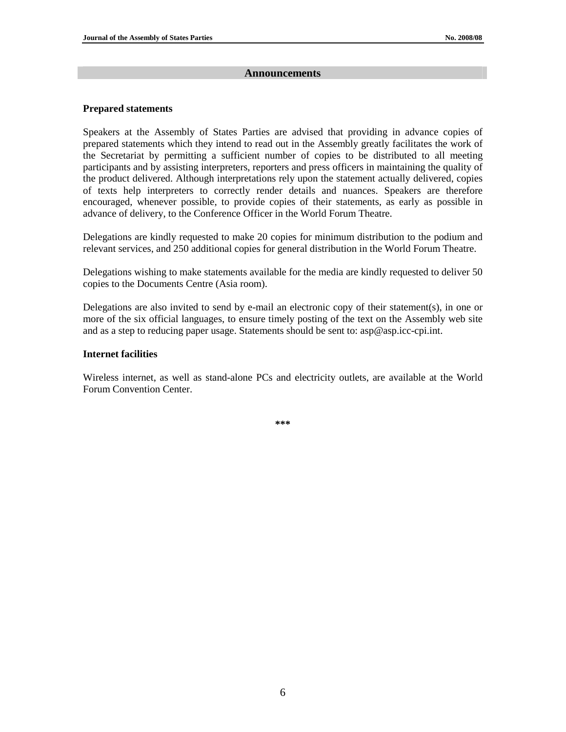## Announcements

### Prepared statements

Speakers at the Assembly of States Parties are advised that providing in advance copies of prepared statements which they intend to read out in the Assembly greatly facilitates the work of the Secretariat by permitting a sufficient number of copies to be distributed to all meeting participants and by assisting interpreters, reporters and press officers in maintaining the quality of the product delivered. Although interpretations rely upon the statement actually delivered, copies of texts help interpreters to correctly render details and nuances. Speakers are therefore encouraged, whenever possible, to provide copies of their statements, as early as possible in advance of delivery, to the Conference Officer in the World Forum Theatre.

Delegations are kindly requested to make 20 copies for minimum distribution to the podium and relevant services, and 250 additional copies for general distribution in the World Forum Theatre.

Delegations wishing to make statements available for the media are kindly requested to deliver 50 copies to the Documents Centre (Asia room).

Delegations are also invited to send by e-mail an electronic copy of their statement(s), in one or more of the six official languages, to ensure timely posting of the text on the Assembly web site and as a step to reducing paper usage. Statements should be sent to: asp@asp.icc-cpi.int.

### Internet facilities

Wireless internet, as well as stand-alone PCs and electricity outlets, are available at the World Forum Convention Center.

***